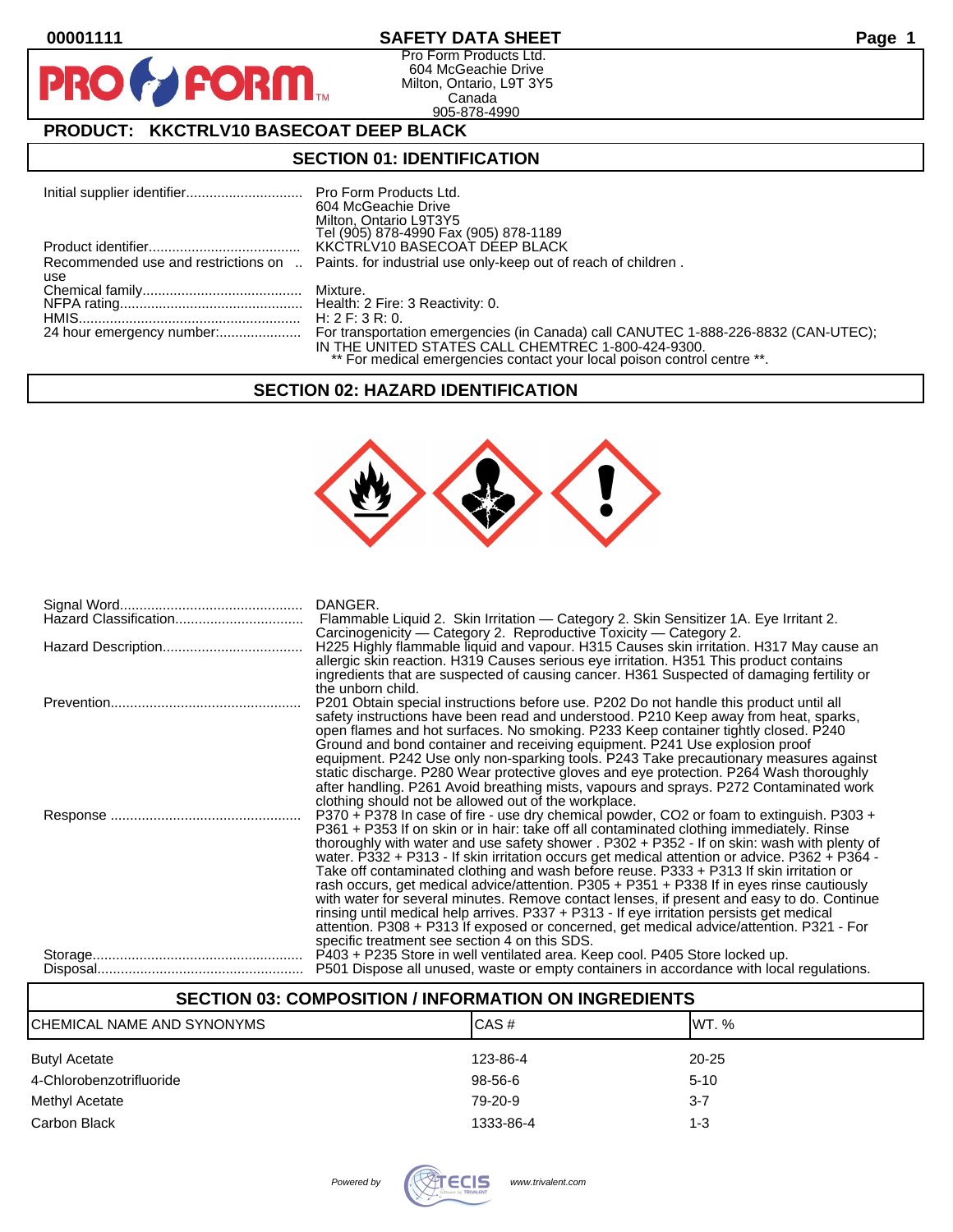# SAFETY DATA SHEET

00001111

Pro Form Products Ltd.
604 McGeachie Drive
Milton, Ontario, L9T 3Y5
Canada
905-878-4990

## PRODUCT: KKCTRLV10 BASECOAT DEEP BLACK

## SECTION 01: IDENTIFICATION

| | |
|---|---|
| Initial supplier identifier | Pro Form Products Ltd. 604 McGeachie Drive Milton, Ontario L9T3Y5 Tel (905) 878-4990 Fax (905) 878-1189 |
| Product identifier | KKCTRLV10 BASECOAT DEEP BLACK |
| Recommended use and restrictions on use | Paints. for industrial use only-keep out of reach of children . |
| Chemical family | Mixture. |
| NFPA rating | Health: 2 Fire: 3 Reactivity: 0. |
| HMIS | H: 2 F: 3 R: 0. |
| 24 hour emergency number: | For transportation emergencies (in Canada) call CANUTEC 1-888-226-8832 (CAN-UTEC); IN THE UNITED STATES CALL CHEMTREC 1-800-424-9300. ** For medical emergencies contact your local poison control centre **. |

## SECTION 02: HAZARD IDENTIFICATION

| | |
|---|---|
| Signal Word | DANGER. |
| Hazard Classification | Flammable Liquid 2. Skin Irritation — Category 2. Skin Sensitizer 1A. Eye Irritant 2. Carcinogenicity — Category 2. Reproductive Toxicity — Category 2. |
| Hazard Description | H225 Highly flammable liquid and vapour. H315 Causes skin irritation. H317 May cause an allergic skin reaction. H319 Causes serious eye irritation. H351 This product contains ingredients that are suspected of causing cancer. H361 Suspected of damaging fertility or the unborn child. |
| Prevention | P201 Obtain special instructions before use. P202 Do not handle this product until all safety instructions have been read and understood. P210 Keep away from heat, sparks, open flames and hot surfaces. No smoking. P233 Keep container tightly closed. P240 Ground and bond container and receiving equipment. P241 Use explosion proof equipment. P242 Use only non-sparking tools. P243 Take precautionary measures against static discharge. P280 Wear protective gloves and eye protection. P264 Wash thoroughly after handling. P261 Avoid breathing mists, vapours and sprays. P272 Contaminated work clothing should not be allowed out of the workplace. |
| Response | P370 + P378 In case of fire - use dry chemical powder, CO2 or foam to extinguish. P303 + P361 + P353 If on skin or in hair: take off all contaminated clothing immediately. Rinse thoroughly with water and use safety shower . P302 + P352 - If on skin: wash with plenty of water. P332 + P313 - If skin irritation occurs get medical attention or advice. P362 + P364 - Take off contaminated clothing and wash before reuse. P333 + P313 If skin irritation or rash occurs, get medical advice/attention. P305 + P351 + P338 If in eyes rinse cautiously with water for several minutes. Remove contact lenses, if present and easy to do. Continue rinsing until medical help arrives. P337 + P313 - If eye irritation persists get medical attention. P308 + P313 If exposed or concerned, get medical advice/attention. P321 - For specific treatment see section 4 on this SDS. |
| Storage | P403 + P235 Store in well ventilated area. Keep cool. P405 Store locked up. |
| Disposal | P501 Dispose all unused, waste or empty containers in accordance with local regulations. |

## SECTION 03: COMPOSITION / INFORMATION ON INGREDIENTS

| CHEMICAL NAME AND SYNONYMS | CAS # | WT. % |
|---|---|---|
| Butyl Acetate | 123-86-4 | 20-25 |
| 4-Chlorobenzotrifluoride | 98-56-6 | 5-10 |
| Methyl Acetate | 79-20-9 | 3-7 |
| Carbon Black | 1333-86-4 | 1-3 |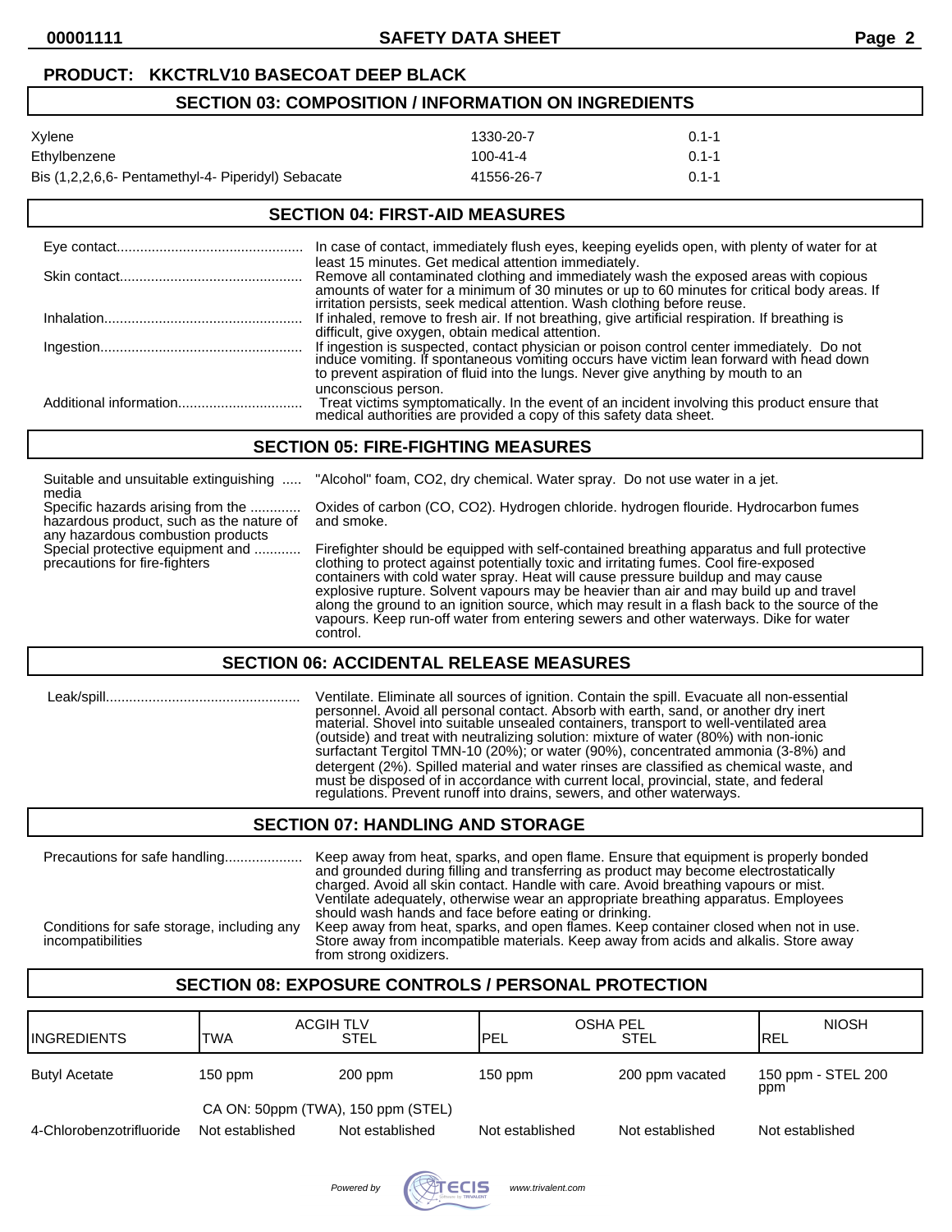**PRODUCT: KKCTRLV10 BASECOAT DEEP BLACK**

## SECTION 03: COMPOSITION / INFORMATION ON INGREDIENTS

| | | |
|---|---|---|
| Xylene | 1330-20-7 | 0.1-1 |
| Ethylbenzene | 100-41-4 | 0.1-1 |
| Bis (1,2,2,6,6- Pentamethyl-4- Piperidyl) Sebacate | 41556-26-7 | 0.1-1 |

## SECTION 04: FIRST-AID MEASURES

**Eye contact:** In case of contact, immediately flush eyes, keeping eyelids open, with plenty of water for at least 15 minutes. Get medical attention immediately.

**Skin contact:** Remove all contaminated clothing and immediately wash the exposed areas with copious amounts of water for a minimum of 30 minutes or up to 60 minutes for critical body areas. If irritation persists, seek medical attention. Wash clothing before reuse.

**Inhalation:** If inhaled, remove to fresh air. If not breathing, give artificial respiration. If breathing is difficult, give oxygen, obtain medical attention.

**Ingestion:** If ingestion is suspected, contact physician or poison control center immediately. Do not induce vomiting. If spontaneous vomiting occurs have victim lean forward with head down to prevent aspiration of fluid into the lungs. Never give anything by mouth to an unconscious person.

**Additional information:** Treat victims symptomatically. In the event of an incident involving this product ensure that medical authorities are provided a copy of this safety data sheet.

## SECTION 05: FIRE-FIGHTING MEASURES

**Suitable and unsuitable extinguishing media:** "Alcohol" foam, $CO_2$, dry chemical. Water spray. Do not use water in a jet.

**Specific hazards arising from the hazardous product, such as the nature of any hazardous combustion products:** Oxides of carbon ($CO$, $CO_2$). Hydrogen chloride. hydrogen flouride. Hydrocarbon fumes and smoke.

**Special protective equipment and precautions for fire-fighters:** Firefighter should be equipped with self-contained breathing apparatus and full protective clothing to protect against potentially toxic and irritating fumes. Cool fire-exposed containers with cold water spray. Heat will cause pressure buildup and may cause explosive rupture. Solvent vapours may be heavier than air and may build up and travel along the ground to an ignition source, which may result in a flash back to the source of the vapours. Keep run-off water from entering sewers and other waterways. Dike for water control.

## SECTION 06: ACCIDENTAL RELEASE MEASURES

**Leak/spill:** Ventilate. Eliminate all sources of ignition. Contain the spill. Evacuate all non-essential personnel. Avoid all personal contact. Absorb with earth, sand, or another dry inert material. Shovel into suitable unsealed containers, transport to well-ventilated area (outside) and treat with neutralizing solution: mixture of water (80%) with non-ionic surfactant Tergitol TMN-10 (20%); or water (90%), concentrated ammonia (3-8%) and detergent (2%). Spilled material and water rinses are classified as chemical waste, and must be disposed of in accordance with current local, provincial, state, and federal regulations. Prevent runoff into drains, sewers, and other waterways.

## SECTION 07: HANDLING AND STORAGE

**Precautions for safe handling:** Keep away from heat, sparks, and open flame. Ensure that equipment is properly bonded and grounded during filling and transferring as product may become electrostatically charged. Avoid all skin contact. Handle with care. Avoid breathing vapours or mist. Ventilate adequately, otherwise wear an appropriate breathing apparatus. Employees should wash hands and face before eating or drinking.

**Conditions for safe storage, including any incompatibilities:** Keep away from heat, sparks, and open flames. Keep container closed when not in use. Store away from incompatible materials. Keep away from acids and alkalis. Store away from strong oxidizers.

## SECTION 08: EXPOSURE CONTROLS / PERSONAL PROTECTION

| INGREDIENTS | ACGIH TLV TWA | ACGIH TLV STEL | OSHA PEL PEL | OSHA PEL STEL | NIOSH REL |
|---|---|---|---|---|---|
| Butyl Acetate | 150 ppm | 200 ppm | 150 ppm | 200 ppm vacated | 150 ppm - STEL 200 ppm |
| | CA ON: 50ppm (TWA), 150 ppm (STEL) | | | | |
| 4-Chlorobenzotrifluoride | Not established | Not established | Not established | Not established | Not established |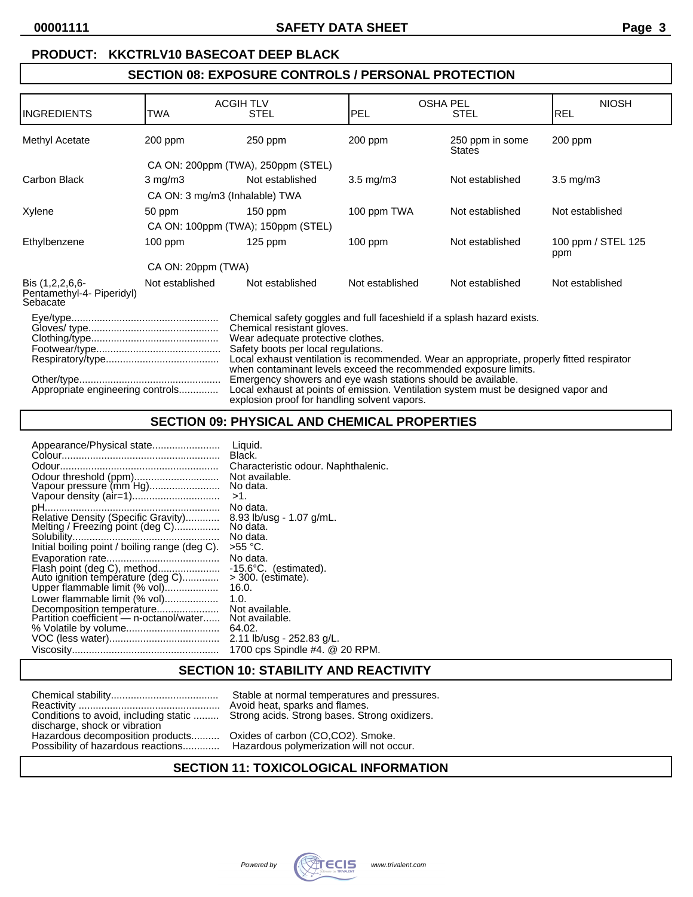**PRODUCT: KKCTRLV10 BASECOAT DEEP BLACK**

## SECTION 08: EXPOSURE CONTROLS / PERSONAL PROTECTION

| INGREDIENTS | ACGIH TLV TWA | ACGIH TLV STEL | OSHA PEL PEL | OSHA PEL STEL | NIOSH REL |
|---|---|---|---|---|---|
| Methyl Acetate | 200 ppm | 250 ppm | 200 ppm | 250 ppm in some States | 200 ppm |
| | CA ON: 200ppm (TWA), 250ppm (STEL) | | | | |
| Carbon Black | 3 mg/m3 | Not established | 3.5 mg/m3 | Not established | 3.5 mg/m3 |
| | CA ON: 3 mg/m3 (Inhalable) TWA | | | | |
| Xylene | 50 ppm | 150 ppm | 100 ppm TWA | Not established | Not established |
| | CA ON: 100ppm (TWA); 150ppm (STEL) | | | | |
| Ethylbenzene | 100 ppm | 125 ppm | 100 ppm | Not established | 100 ppm / STEL 125 ppm |
| | CA ON: 20ppm (TWA) | | | | |
| Bis (1,2,2,6,6-Pentamethyl-4- Piperidyl) Sebacate | Not established | Not established | Not established | Not established | Not established |

Eye/type................................................... Chemical safety goggles and full faceshield if a splash hazard exists.
Gloves/ type............................................. Chemical resistant gloves.
Clothing/type............................................ Wear adequate protective clothes.
Footwear/type........................................... Safety boots per local regulations.
Respiratory/type....................................... Local exhaust ventilation is recommended. Wear an appropriate, properly fitted respirator when contaminant levels exceed the recommended exposure limits.
Other/type................................................. Emergency showers and eye wash stations should be available.
Appropriate engineering controls.............. Local exhaust at points of emission. Ventilation system must be designed vapor and explosion proof for handling solvent vapors.

## SECTION 09: PHYSICAL AND CHEMICAL PROPERTIES

Appearance/Physical state........................ Liquid.
Colour........................................................ Black.
Odour........................................................ Characteristic odour. Naphthalenic.
Odour threshold (ppm)............................. Not available.
Vapour pressure (mm Hg)......................... No data.
Vapour density (air=1).............................. >1.
pH.............................................................. No data.
Relative Density (Specific Gravity)............ 8.93 lb/usg - 1.07 g/mL.
Melting / Freezing point (deg C)................ No data.
Solubility................................................... No data.
Initial boiling point / boiling range (deg C). >55 °C.
Evaporation rate........................................ No data.
Flash point (deg C), method...................... -15.6°C. (estimated).
Auto ignition temperature (deg C)............. > 300. (estimate).
Upper flammable limit (% vol).................. 16.0.
Lower flammable limit (% vol)................... 1.0.
Decomposition temperature...................... Not available.
Partition coefficient — n-octanol/water...... Not available.
% Volatile by volume................................ 64.02.
VOC (less water)....................................... 2.11 lb/usg - 252.83 g/L.
Viscosity.................................................... 1700 cps Spindle #4. @ 20 RPM.

## SECTION 10: STABILITY AND REACTIVITY

Chemical stability...................................... Stable at normal temperatures and pressures.
Reactivity .................................................. Avoid heat, sparks and flames.
Conditions to avoid, including static discharge, shock or vibration ......... Strong acids. Strong bases. Strong oxidizers.
Hazardous decomposition products.......... Oxides of carbon (CO,CO2). Smoke.
Possibility of hazardous reactions............. Hazardous polymerization will not occur.

## SECTION 11: TOXICOLOGICAL INFORMATION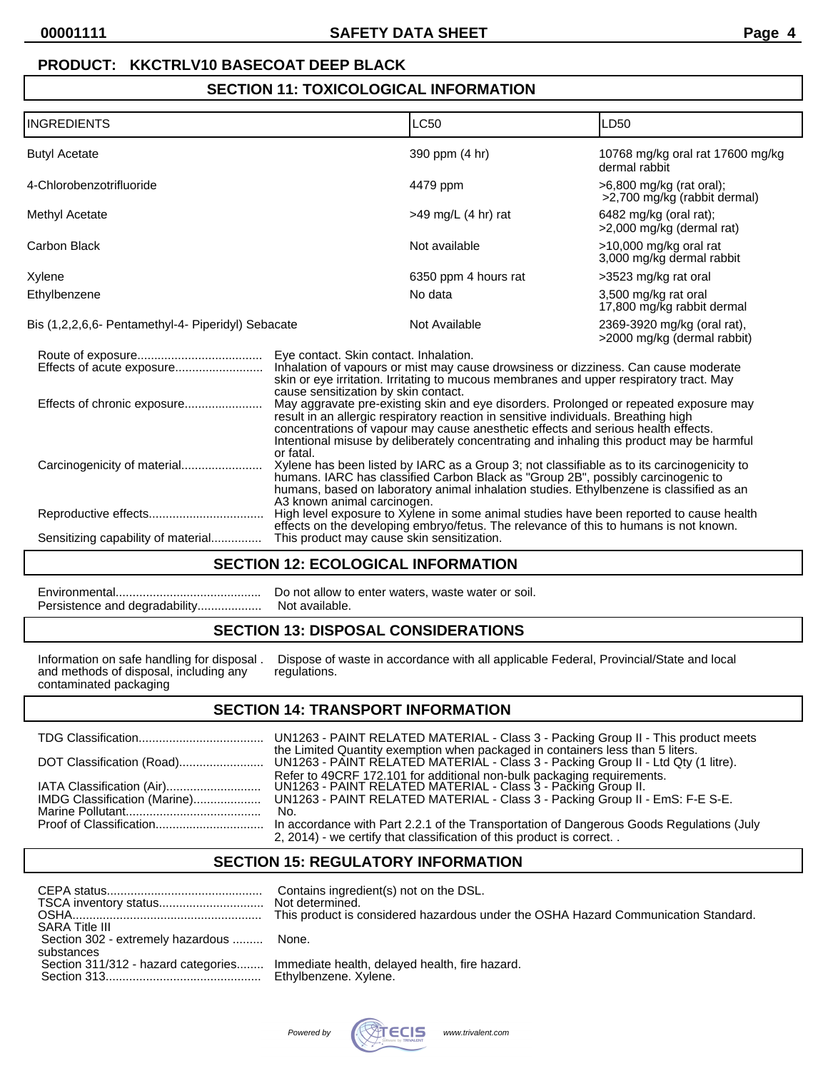**PRODUCT: KKCTRLV10 BASECOAT DEEP BLACK**

## SECTION 11: TOXICOLOGICAL INFORMATION

| INGREDIENTS | LC50 | LD50 |
|---|---|---|
| Butyl Acetate | 390 ppm (4 hr) | 10768 mg/kg oral rat 17600 mg/kg dermal rabbit |
| 4-Chlorobenzotrifluoride | 4479 ppm | >6,800 mg/kg (rat oral); >2,700 mg/kg (rabbit dermal) |
| Methyl Acetate | >49 mg/L (4 hr) rat | 6482 mg/kg (oral rat); >2,000 mg/kg (dermal rat) |
| Carbon Black | Not available | >10,000 mg/kg oral rat 3,000 mg/kg dermal rabbit |
| Xylene | 6350 ppm 4 hours rat | >3523 mg/kg rat oral |
| Ethylbenzene | No data | 3,500 mg/kg rat oral 17,800 mg/kg rabbit dermal |
| Bis (1,2,2,6,6- Pentamethyl-4- Piperidyl) Sebacate | Not Available | 2369-3920 mg/kg (oral rat), >2000 mg/kg (dermal rabbit) |

Route of exposure.................................... Eye contact. Skin contact. Inhalation.

Effects of acute exposure.......................... Inhalation of vapours or mist may cause drowsiness or dizziness. Can cause moderate skin or eye irritation. Irritating to mucous membranes and upper respiratory tract. May cause sensitization by skin contact.

Effects of chronic exposure....................... May aggravate pre-existing skin and eye disorders. Prolonged or repeated exposure may result in an allergic respiratory reaction in sensitive individuals. Breathing high concentrations of vapour may cause anesthetic effects and serious health effects. Intentional misuse by deliberately concentrating and inhaling this product may be harmful or fatal.

Carcinogenicity of material........................ Xylene has been listed by IARC as a Group 3; not classifiable as to its carcinogenicity to humans. IARC has classified Carbon Black as "Group 2B", possibly carcinogenic to humans, based on laboratory animal inhalation studies. Ethylbenzene is classified as an A3 known animal carcinogen.

Reproductive effects.................................. High level exposure to Xylene in some animal studies have been reported to cause health effects on the developing embryo/fetus. The relevance of this to humans is not known.

Sensitizing capability of material............... This product may cause skin sensitization.

## SECTION 12: ECOLOGICAL INFORMATION

Environmental........................................... Do not allow to enter waters, waste water or soil.

Persistence and degradability................... Not available.

## SECTION 13: DISPOSAL CONSIDERATIONS

Information on safe handling for disposal . and methods of disposal, including any contaminated packaging: Dispose of waste in accordance with all applicable Federal, Provincial/State and local regulations.

## SECTION 14: TRANSPORT INFORMATION

TDG Classification..................................... UN1263 - PAINT RELATED MATERIAL - Class 3 - Packing Group II - This product meets the Limited Quantity exemption when packaged in containers less than 5 liters.

DOT Classification (Road).......................... UN1263 - PAINT RELATED MATERIAL - Class 3 - Packing Group II - Ltd Qty (1 litre). Refer to 49CRF 172.101 for additional non-bulk packaging requirements.

IATA Classification (Air)............................ UN1263 - PAINT RELATED MATERIAL - Class 3 - Packing Group II.

IMDG Classification (Marine).................... UN1263 - PAINT RELATED MATERIAL - Class 3 - Packing Group II - EmS: F-E S-E.

Marine Pollutant........................................ No.

Proof of Classification................................ In accordance with Part 2.2.1 of the Transportation of Dangerous Goods Regulations (July 2, 2014) - we certify that classification of this product is correct. .

## SECTION 15: REGULATORY INFORMATION

CEPA status.............................................. Contains ingredient(s) not on the DSL.

TSCA inventory status............................... Not determined.

OSHA........................................................ This product is considered hazardous under the OSHA Hazard Communication Standard.

SARA Title III

- Section 302 - extremely hazardous substances ......... None.
- Section 311/312 - hazard categories........ Immediate health, delayed health, fire hazard.
- Section 313.............................................. Ethylbenzene. Xylene.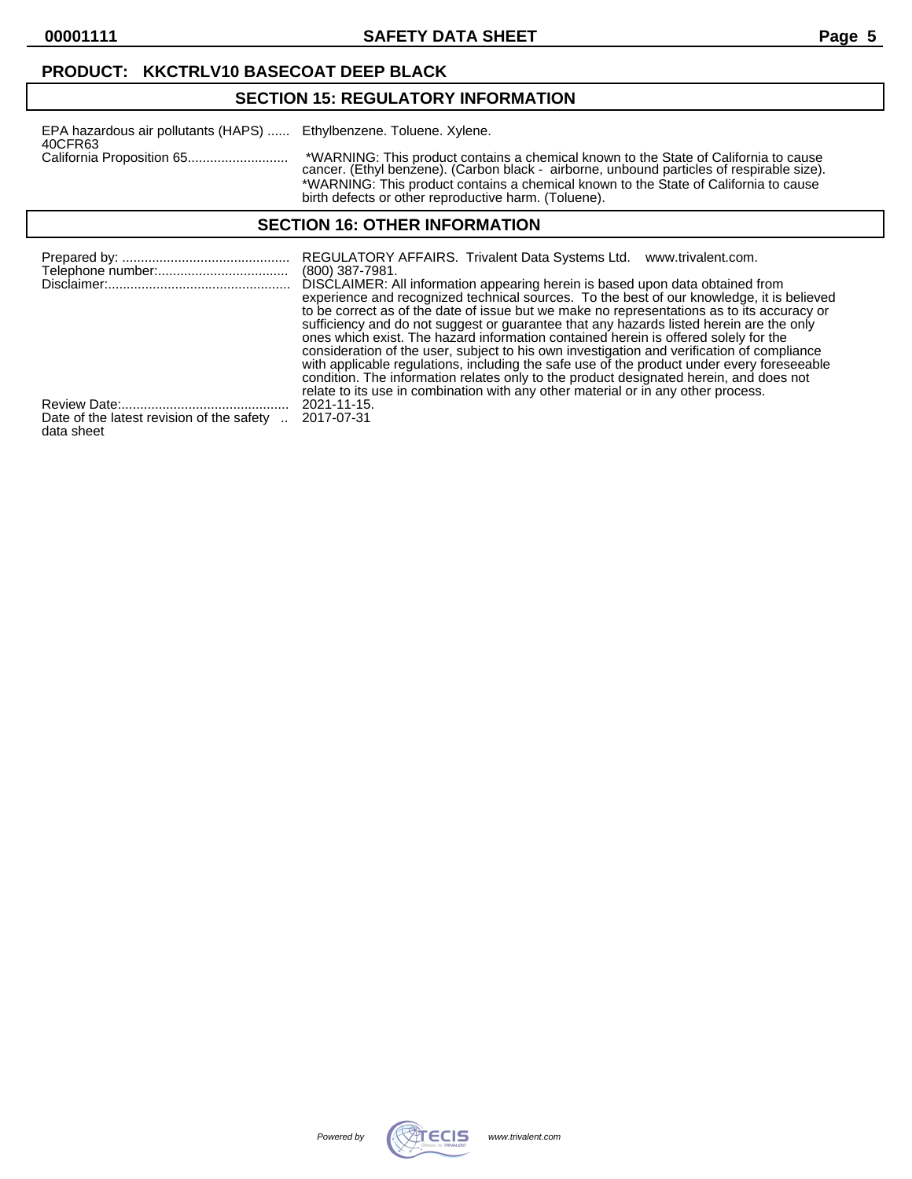**PRODUCT: KKCTRLV10 BASECOAT DEEP BLACK**

## SECTION 15: REGULATORY INFORMATION

| | |
|---|---|
| EPA hazardous air pollutants (HAPS) 40CFR63 | Ethylbenzene. Toluene. Xylene. |
| California Proposition 65 | *WARNING: This product contains a chemical known to the State of California to cause cancer. (Ethyl benzene). (Carbon black - airborne, unbound particles of respirable size). *WARNING: This product contains a chemical known to the State of California to cause birth defects or other reproductive harm. (Toluene). |

## SECTION 16: OTHER INFORMATION

| | |
|---|---|
| Prepared by: | REGULATORY AFFAIRS. Trivalent Data Systems Ltd. www.trivalent.com. |
| Telephone number: | (800) 387-7981. |
| Disclaimer: | DISCLAIMER: All information appearing herein is based upon data obtained from experience and recognized technical sources. To the best of our knowledge, it is believed to be correct as of the date of issue but we make no representations as to its accuracy or sufficiency and do not suggest or guarantee that any hazards listed herein are the only ones which exist. The hazard information contained herein is offered solely for the consideration of the user, subject to his own investigation and verification of compliance with applicable regulations, including the safe use of the product under every foreseeable condition. The information relates only to the product designated herein, and does not relate to its use in combination with any other material or in any other process. |
| Review Date: | 2021-11-15. |
| Date of the latest revision of the safety data sheet | 2017-07-31 |

Powered by TECIS www.trivalent.com